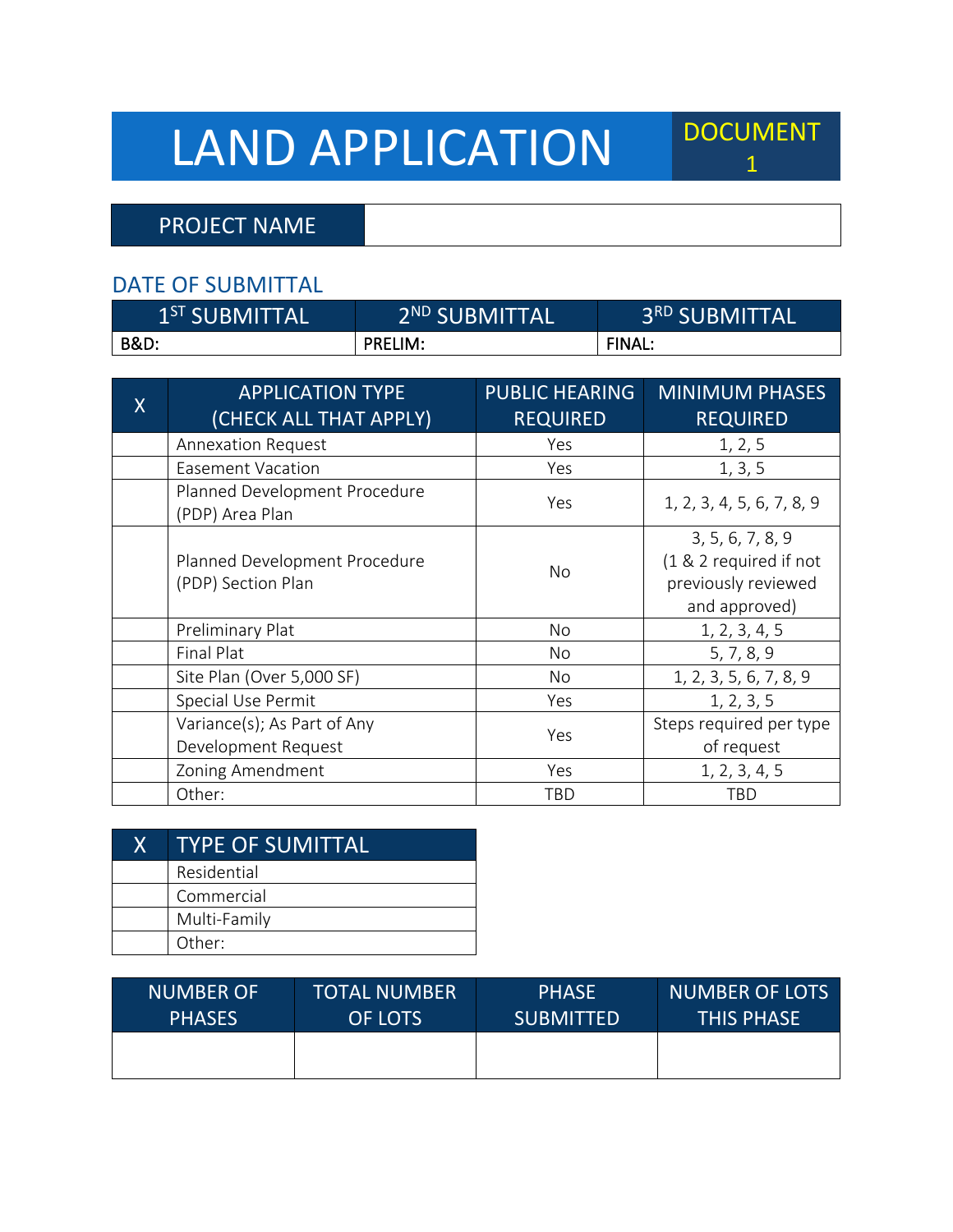# LAND APPLICATION

DOCUMENT 1

| PROJECT NAME | |
|---|---|

## DATE OF SUBMITTAL

| 1ST SUBMITTAL | 2ND SUBMITTAL | 3RD SUBMITTAL |
|---|---|---|
| **B&D:** | **PRELIM:** | **FINAL:** |

| X | APPLICATION TYPE (CHECK ALL THAT APPLY) | PUBLIC HEARING REQUIRED | MINIMUM PHASES REQUIRED |
|---|---|---|---|
| | Annexation Request | Yes | 1, 2, 5 |
| | Easement Vacation | Yes | 1, 3, 5 |
| | Planned Development Procedure (PDP) Area Plan | Yes | 1, 2, 3, 4, 5, 6, 7, 8, 9 |
| | Planned Development Procedure (PDP) Section Plan | No | 3, 5, 6, 7, 8, 9 (1 & 2 required if not previously reviewed and approved) |
| | Preliminary Plat | No | 1, 2, 3, 4, 5 |
| | Final Plat | No | 5, 7, 8, 9 |
| | Site Plan (Over 5,000 SF) | No | 1, 2, 3, 5, 6, 7, 8, 9 |
| | Special Use Permit | Yes | 1, 2, 3, 5 |
| | Variance(s); As Part of Any Development Request | Yes | Steps required per type of request |
| | Zoning Amendment | Yes | 1, 2, 3, 4, 5 |
| | Other: | TBD | TBD |

| X | TYPE OF SUMITTAL |
|---|---|
| | Residential |
| | Commercial |
| | Multi-Family |
| | Other: |

| NUMBER OF PHASES | TOTAL NUMBER OF LOTS | PHASE SUBMITTED | NUMBER OF LOTS THIS PHASE |
|---|---|---|---|
| | | | |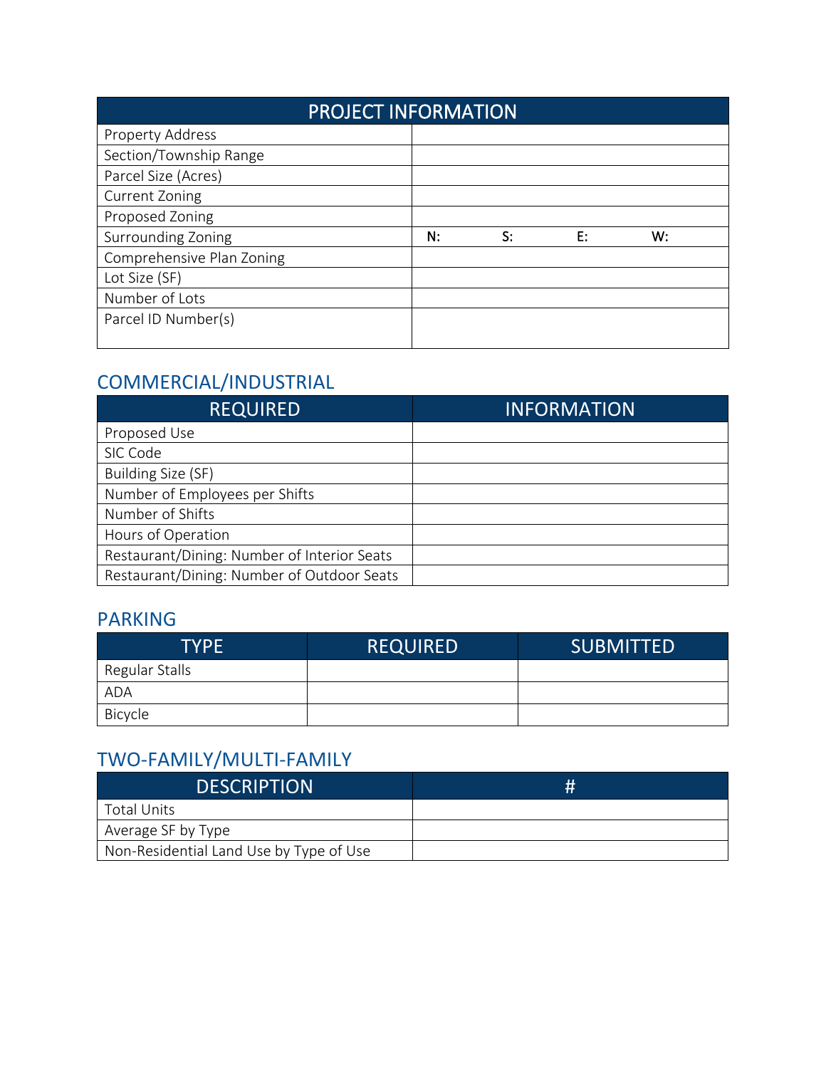| PROJECT INFORMATION | | | | |
|---|---|---|---|---|
| Property Address | | | | |
| Section/Township Range | | | | |
| Parcel Size (Acres) | | | | |
| Current Zoning | | | | |
| Proposed Zoning | | | | |
| Surrounding Zoning | N: | S: | E: | W: |
| Comprehensive Plan Zoning | | | | |
| Lot Size (SF) | | | | |
| Number of Lots | | | | |
| Parcel ID Number(s) | | | | |

## COMMERCIAL/INDUSTRIAL

| REQUIRED | INFORMATION |
|---|---|
| Proposed Use | |
| SIC Code | |
| Building Size (SF) | |
| Number of Employees per Shifts | |
| Number of Shifts | |
| Hours of Operation | |
| Restaurant/Dining: Number of Interior Seats | |
| Restaurant/Dining: Number of Outdoor Seats | |

## PARKING

| TYPE | REQUIRED | SUBMITTED |
|---|---|---|
| Regular Stalls | | |
| ADA | | |
| Bicycle | | |

## TWO-FAMILY/MULTI-FAMILY

| DESCRIPTION | # |
|---|---|
| Total Units | |
| Average SF by Type | |
| Non-Residential Land Use by Type of Use | |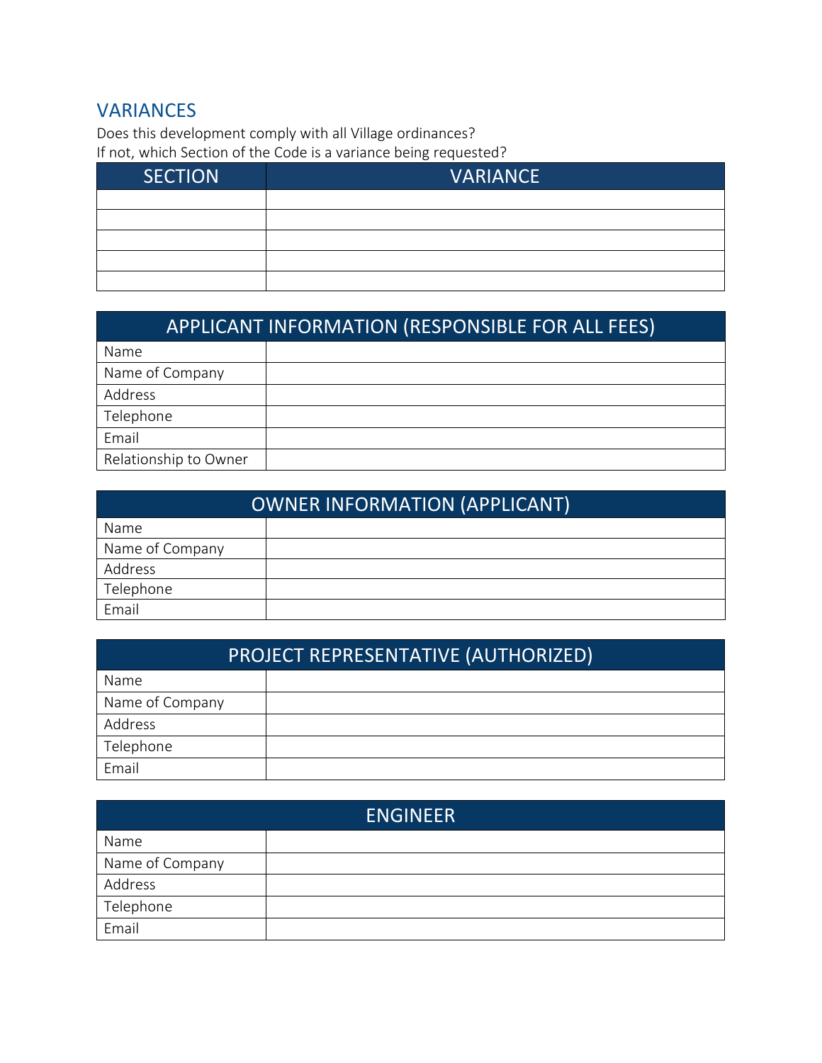## VARIANCES

Does this development comply with all Village ordinances?
If not, which Section of the Code is a variance being requested?

| SECTION | VARIANCE |
|---|---|
| | |
| | |
| | |
| | |
| | |

| APPLICANT INFORMATION (RESPONSIBLE FOR ALL FEES) | |
|---|---|
| Name | |
| Name of Company | |
| Address | |
| Telephone | |
| Email | |
| Relationship to Owner | |

| OWNER INFORMATION (APPLICANT) | |
|---|---|
| Name | |
| Name of Company | |
| Address | |
| Telephone | |
| Email | |

| PROJECT REPRESENTATIVE (AUTHORIZED) | |
|---|---|
| Name | |
| Name of Company | |
| Address | |
| Telephone | |
| Email | |

| ENGINEER | |
|---|---|
| Name | |
| Name of Company | |
| Address | |
| Telephone | |
| Email | |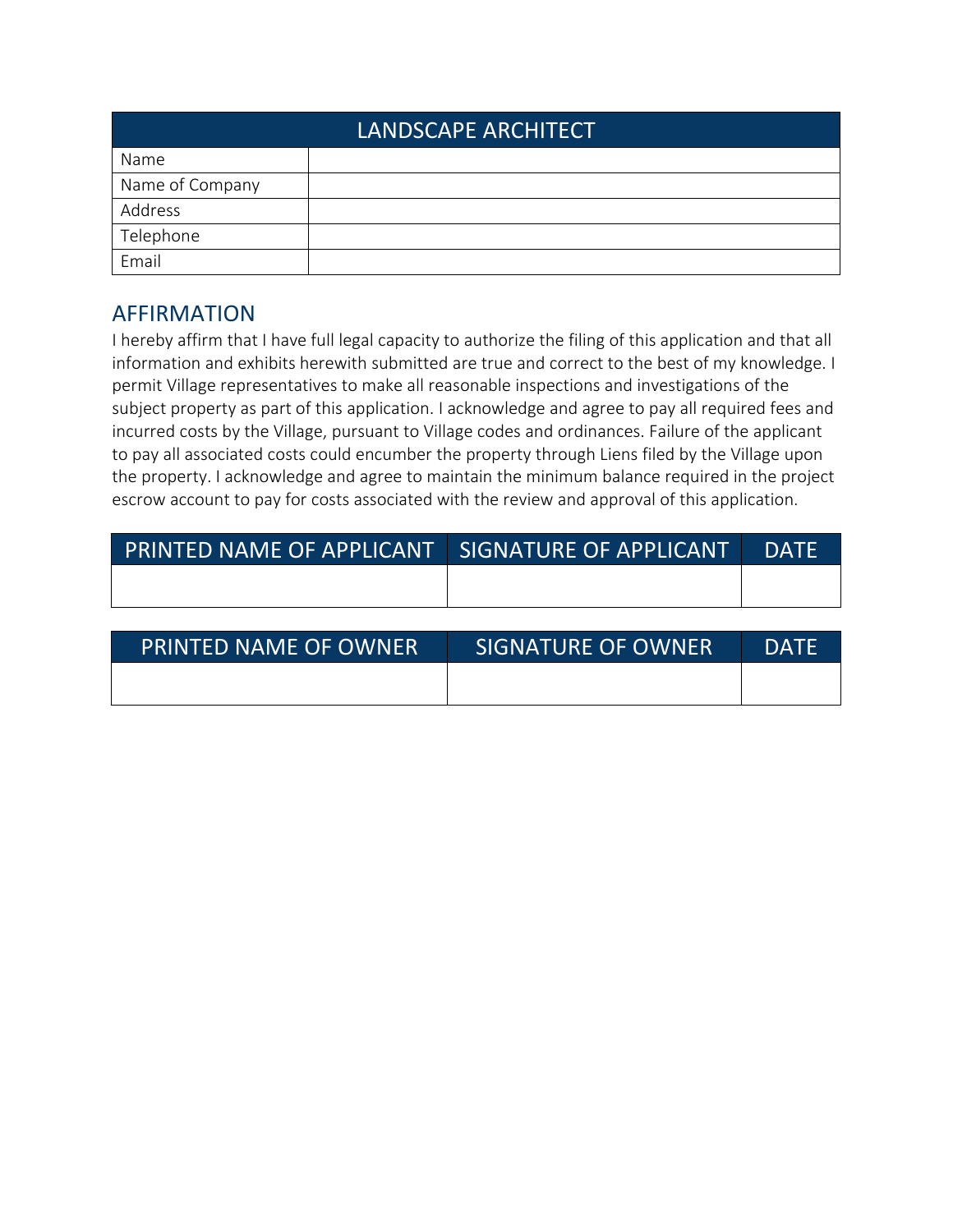| LANDSCAPE ARCHITECT | |
|---|---|
| Name | |
| Name of Company | |
| Address | |
| Telephone | |
| Email | |

## AFFIRMATION

I hereby affirm that I have full legal capacity to authorize the filing of this application and that all information and exhibits herewith submitted are true and correct to the best of my knowledge. I permit Village representatives to make all reasonable inspections and investigations of the subject property as part of this application. I acknowledge and agree to pay all required fees and incurred costs by the Village, pursuant to Village codes and ordinances. Failure of the applicant to pay all associated costs could encumber the property through Liens filed by the Village upon the property. I acknowledge and agree to maintain the minimum balance required in the project escrow account to pay for costs associated with the review and approval of this application.

| PRINTED NAME OF APPLICANT | SIGNATURE OF APPLICANT | DATE |
|---|---|---|
| | | |

| PRINTED NAME OF OWNER | SIGNATURE OF OWNER | DATE |
|---|---|---|
| | | |